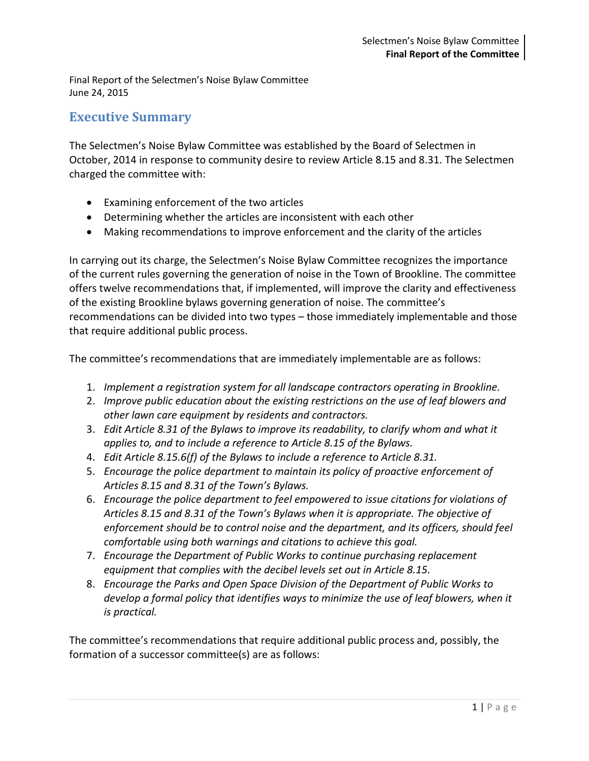Final Report of the Selectmen's Noise Bylaw Committee
June 24, 2015

## Executive Summary

The Selectmen's Noise Bylaw Committee was established by the Board of Selectmen in October, 2014 in response to community desire to review Article 8.15 and 8.31. The Selectmen charged the committee with:

- Examining enforcement of the two articles
- Determining whether the articles are inconsistent with each other
- Making recommendations to improve enforcement and the clarity of the articles

In carrying out its charge, the Selectmen's Noise Bylaw Committee recognizes the importance of the current rules governing the generation of noise in the Town of Brookline. The committee offers twelve recommendations that, if implemented, will improve the clarity and effectiveness of the existing Brookline bylaws governing generation of noise. The committee's recommendations can be divided into two types – those immediately implementable and those that require additional public process.

The committee's recommendations that are immediately implementable are as follows:

1. *Implement a registration system for all landscape contractors operating in Brookline.*
2. *Improve public education about the existing restrictions on the use of leaf blowers and other lawn care equipment by residents and contractors.*
3. *Edit Article 8.31 of the Bylaws to improve its readability, to clarify whom and what it applies to, and to include a reference to Article 8.15 of the Bylaws.*
4. *Edit Article 8.15.6(f) of the Bylaws to include a reference to Article 8.31.*
5. *Encourage the police department to maintain its policy of proactive enforcement of Articles 8.15 and 8.31 of the Town's Bylaws.*
6. *Encourage the police department to feel empowered to issue citations for violations of Articles 8.15 and 8.31 of the Town's Bylaws when it is appropriate. The objective of enforcement should be to control noise and the department, and its officers, should feel comfortable using both warnings and citations to achieve this goal.*
7. *Encourage the Department of Public Works to continue purchasing replacement equipment that complies with the decibel levels set out in Article 8.15.*
8. *Encourage the Parks and Open Space Division of the Department of Public Works to develop a formal policy that identifies ways to minimize the use of leaf blowers, when it is practical.*

The committee's recommendations that require additional public process and, possibly, the formation of a successor committee(s) are as follows: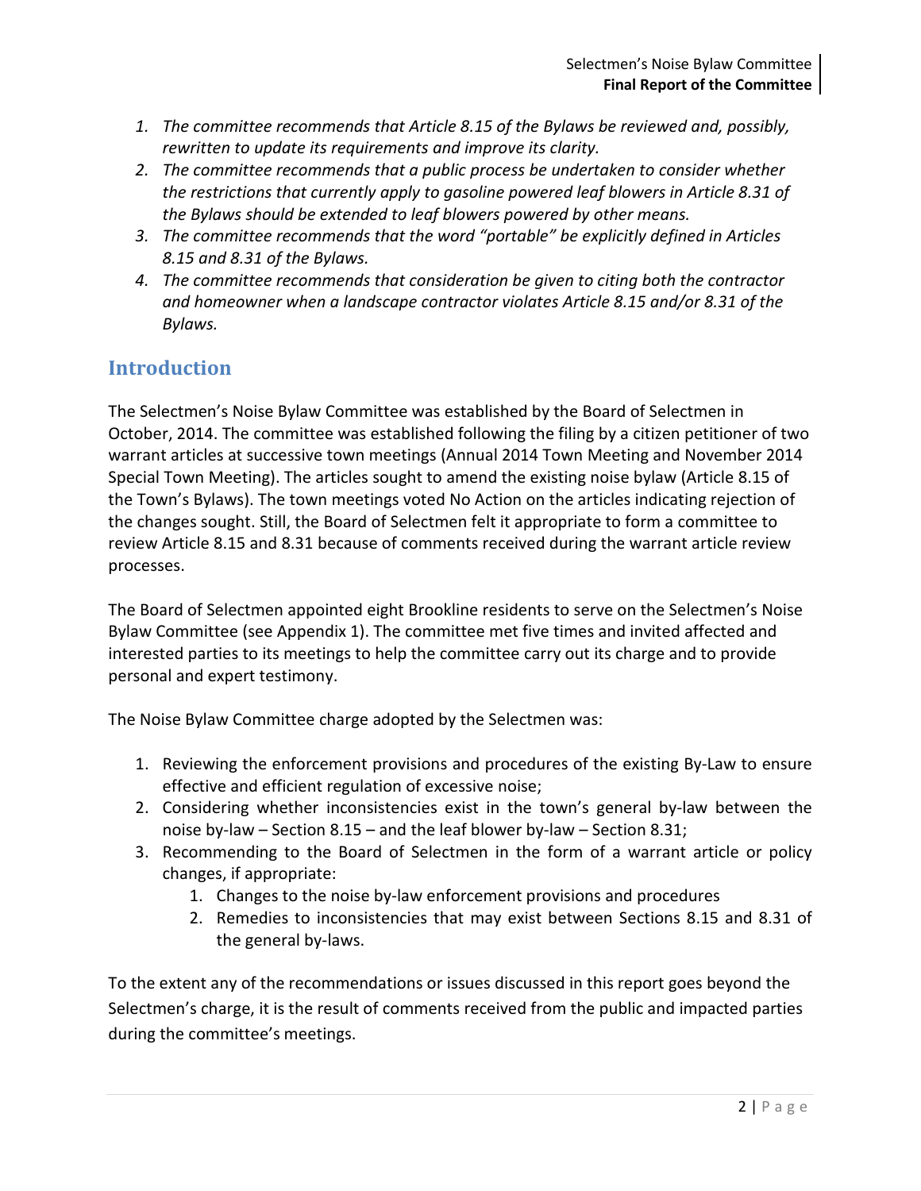1. *The committee recommends that Article 8.15 of the Bylaws be reviewed and, possibly, rewritten to update its requirements and improve its clarity.*
2. *The committee recommends that a public process be undertaken to consider whether the restrictions that currently apply to gasoline powered leaf blowers in Article 8.31 of the Bylaws should be extended to leaf blowers powered by other means.*
3. *The committee recommends that the word "portable" be explicitly defined in Articles 8.15 and 8.31 of the Bylaws.*
4. *The committee recommends that consideration be given to citing both the contractor and homeowner when a landscape contractor violates Article 8.15 and/or 8.31 of the Bylaws.*

## Introduction

The Selectmen's Noise Bylaw Committee was established by the Board of Selectmen in October, 2014. The committee was established following the filing by a citizen petitioner of two warrant articles at successive town meetings (Annual 2014 Town Meeting and November 2014 Special Town Meeting). The articles sought to amend the existing noise bylaw (Article 8.15 of the Town's Bylaws). The town meetings voted No Action on the articles indicating rejection of the changes sought. Still, the Board of Selectmen felt it appropriate to form a committee to review Article 8.15 and 8.31 because of comments received during the warrant article review processes.

The Board of Selectmen appointed eight Brookline residents to serve on the Selectmen's Noise Bylaw Committee (see Appendix 1). The committee met five times and invited affected and interested parties to its meetings to help the committee carry out its charge and to provide personal and expert testimony.

The Noise Bylaw Committee charge adopted by the Selectmen was:

1. Reviewing the enforcement provisions and procedures of the existing By-Law to ensure effective and efficient regulation of excessive noise;
2. Considering whether inconsistencies exist in the town's general by-law between the noise by-law – Section 8.15 – and the leaf blower by-law – Section 8.31;
3. Recommending to the Board of Selectmen in the form of a warrant article or policy changes, if appropriate:
   1. Changes to the noise by-law enforcement provisions and procedures
   2. Remedies to inconsistencies that may exist between Sections 8.15 and 8.31 of the general by-laws.

To the extent any of the recommendations or issues discussed in this report goes beyond the Selectmen's charge, it is the result of comments received from the public and impacted parties during the committee's meetings.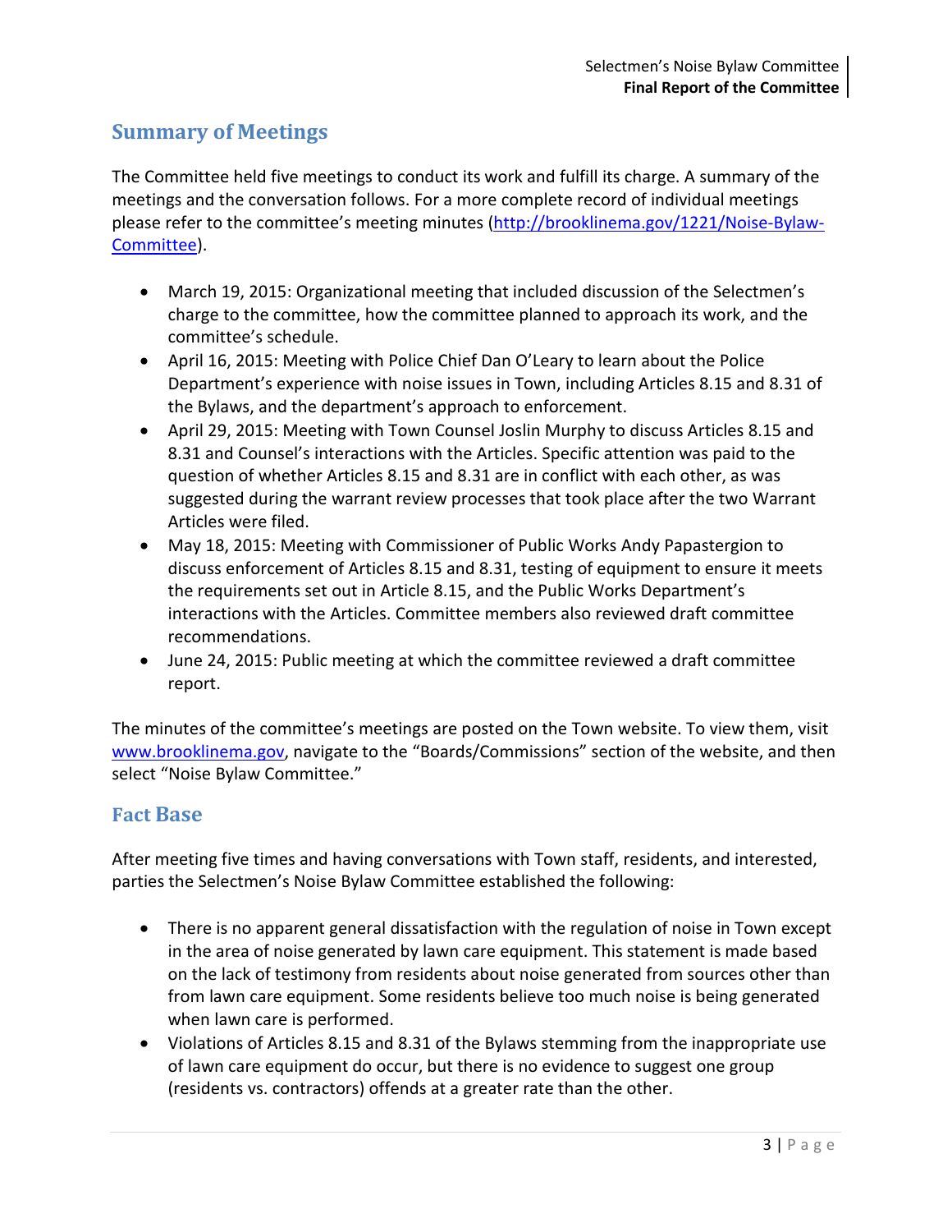## Summary of Meetings

The Committee held five meetings to conduct its work and fulfill its charge. A summary of the meetings and the conversation follows. For a more complete record of individual meetings please refer to the committee's meeting minutes (http://brooklinema.gov/1221/Noise-Bylaw-Committee).

- March 19, 2015: Organizational meeting that included discussion of the Selectmen's charge to the committee, how the committee planned to approach its work, and the committee's schedule.
- April 16, 2015: Meeting with Police Chief Dan O'Leary to learn about the Police Department's experience with noise issues in Town, including Articles 8.15 and 8.31 of the Bylaws, and the department's approach to enforcement.
- April 29, 2015: Meeting with Town Counsel Joslin Murphy to discuss Articles 8.15 and 8.31 and Counsel's interactions with the Articles. Specific attention was paid to the question of whether Articles 8.15 and 8.31 are in conflict with each other, as was suggested during the warrant review processes that took place after the two Warrant Articles were filed.
- May 18, 2015: Meeting with Commissioner of Public Works Andy Papastergion to discuss enforcement of Articles 8.15 and 8.31, testing of equipment to ensure it meets the requirements set out in Article 8.15, and the Public Works Department's interactions with the Articles. Committee members also reviewed draft committee recommendations.
- June 24, 2015: Public meeting at which the committee reviewed a draft committee report.

The minutes of the committee's meetings are posted on the Town website. To view them, visit www.brooklinema.gov, navigate to the "Boards/Commissions" section of the website, and then select "Noise Bylaw Committee."

## Fact Base

After meeting five times and having conversations with Town staff, residents, and interested, parties the Selectmen's Noise Bylaw Committee established the following:

- There is no apparent general dissatisfaction with the regulation of noise in Town except in the area of noise generated by lawn care equipment. This statement is made based on the lack of testimony from residents about noise generated from sources other than from lawn care equipment. Some residents believe too much noise is being generated when lawn care is performed.
- Violations of Articles 8.15 and 8.31 of the Bylaws stemming from the inappropriate use of lawn care equipment do occur, but there is no evidence to suggest one group (residents vs. contractors) offends at a greater rate than the other.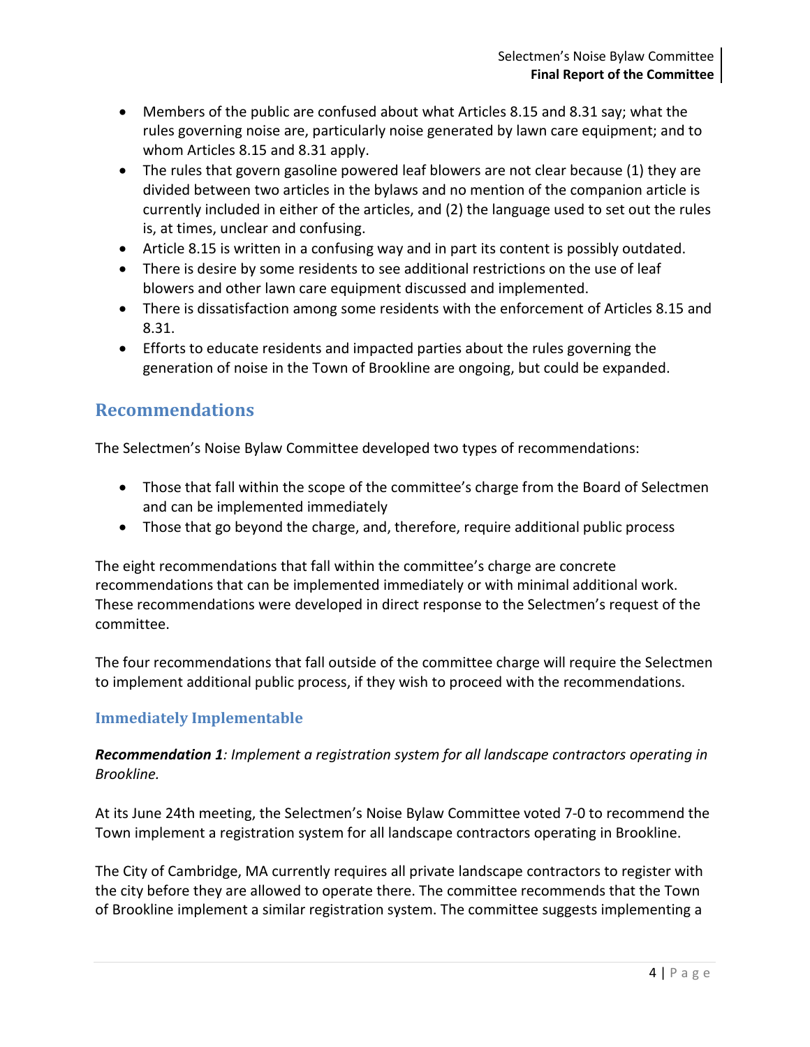- Members of the public are confused about what Articles 8.15 and 8.31 say; what the rules governing noise are, particularly noise generated by lawn care equipment; and to whom Articles 8.15 and 8.31 apply.
- The rules that govern gasoline powered leaf blowers are not clear because (1) they are divided between two articles in the bylaws and no mention of the companion article is currently included in either of the articles, and (2) the language used to set out the rules is, at times, unclear and confusing.
- Article 8.15 is written in a confusing way and in part its content is possibly outdated.
- There is desire by some residents to see additional restrictions on the use of leaf blowers and other lawn care equipment discussed and implemented.
- There is dissatisfaction among some residents with the enforcement of Articles 8.15 and 8.31.
- Efforts to educate residents and impacted parties about the rules governing the generation of noise in the Town of Brookline are ongoing, but could be expanded.

## Recommendations

The Selectmen's Noise Bylaw Committee developed two types of recommendations:

- Those that fall within the scope of the committee's charge from the Board of Selectmen and can be implemented immediately
- Those that go beyond the charge, and, therefore, require additional public process

The eight recommendations that fall within the committee's charge are concrete recommendations that can be implemented immediately or with minimal additional work. These recommendations were developed in direct response to the Selectmen's request of the committee.

The four recommendations that fall outside of the committee charge will require the Selectmen to implement additional public process, if they wish to proceed with the recommendations.

### Immediately Implementable

***Recommendation 1****: Implement a registration system for all landscape contractors operating in Brookline.*

At its June 24th meeting, the Selectmen's Noise Bylaw Committee voted 7-0 to recommend the Town implement a registration system for all landscape contractors operating in Brookline.

The City of Cambridge, MA currently requires all private landscape contractors to register with the city before they are allowed to operate there. The committee recommends that the Town of Brookline implement a similar registration system. The committee suggests implementing a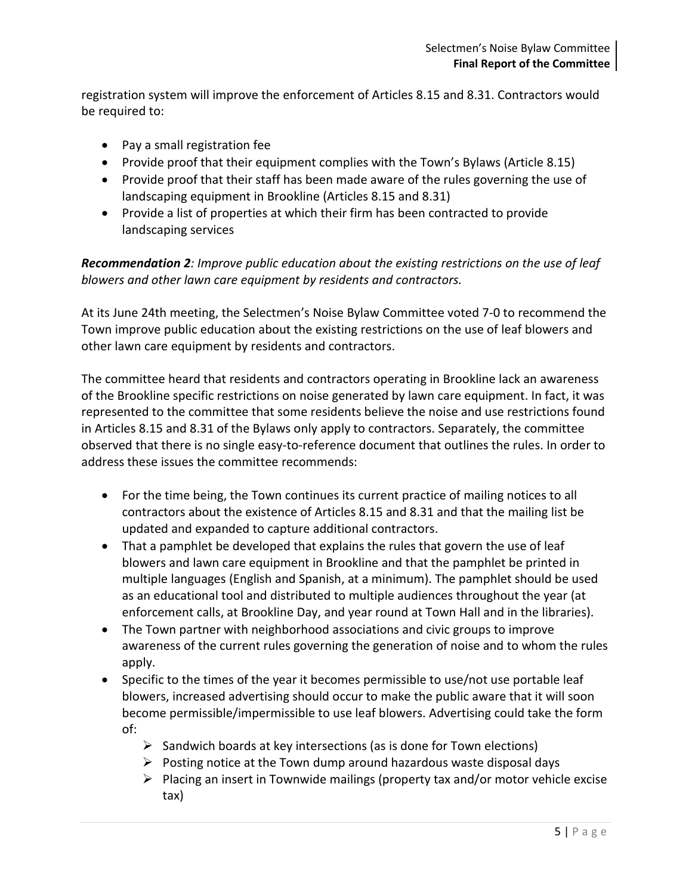registration system will improve the enforcement of Articles 8.15 and 8.31. Contractors would be required to:

- Pay a small registration fee
- Provide proof that their equipment complies with the Town's Bylaws (Article 8.15)
- Provide proof that their staff has been made aware of the rules governing the use of landscaping equipment in Brookline (Articles 8.15 and 8.31)
- Provide a list of properties at which their firm has been contracted to provide landscaping services

***Recommendation 2****: Improve public education about the existing restrictions on the use of leaf blowers and other lawn care equipment by residents and contractors.*

At its June 24th meeting, the Selectmen's Noise Bylaw Committee voted 7-0 to recommend the Town improve public education about the existing restrictions on the use of leaf blowers and other lawn care equipment by residents and contractors.

The committee heard that residents and contractors operating in Brookline lack an awareness of the Brookline specific restrictions on noise generated by lawn care equipment. In fact, it was represented to the committee that some residents believe the noise and use restrictions found in Articles 8.15 and 8.31 of the Bylaws only apply to contractors. Separately, the committee observed that there is no single easy-to-reference document that outlines the rules. In order to address these issues the committee recommends:

- For the time being, the Town continues its current practice of mailing notices to all contractors about the existence of Articles 8.15 and 8.31 and that the mailing list be updated and expanded to capture additional contractors.
- That a pamphlet be developed that explains the rules that govern the use of leaf blowers and lawn care equipment in Brookline and that the pamphlet be printed in multiple languages (English and Spanish, at a minimum). The pamphlet should be used as an educational tool and distributed to multiple audiences throughout the year (at enforcement calls, at Brookline Day, and year round at Town Hall and in the libraries).
- The Town partner with neighborhood associations and civic groups to improve awareness of the current rules governing the generation of noise and to whom the rules apply.
- Specific to the times of the year it becomes permissible to use/not use portable leaf blowers, increased advertising should occur to make the public aware that it will soon become permissible/impermissible to use leaf blowers. Advertising could take the form of:
  - Sandwich boards at key intersections (as is done for Town elections)
  - Posting notice at the Town dump around hazardous waste disposal days
  - Placing an insert in Townwide mailings (property tax and/or motor vehicle excise tax)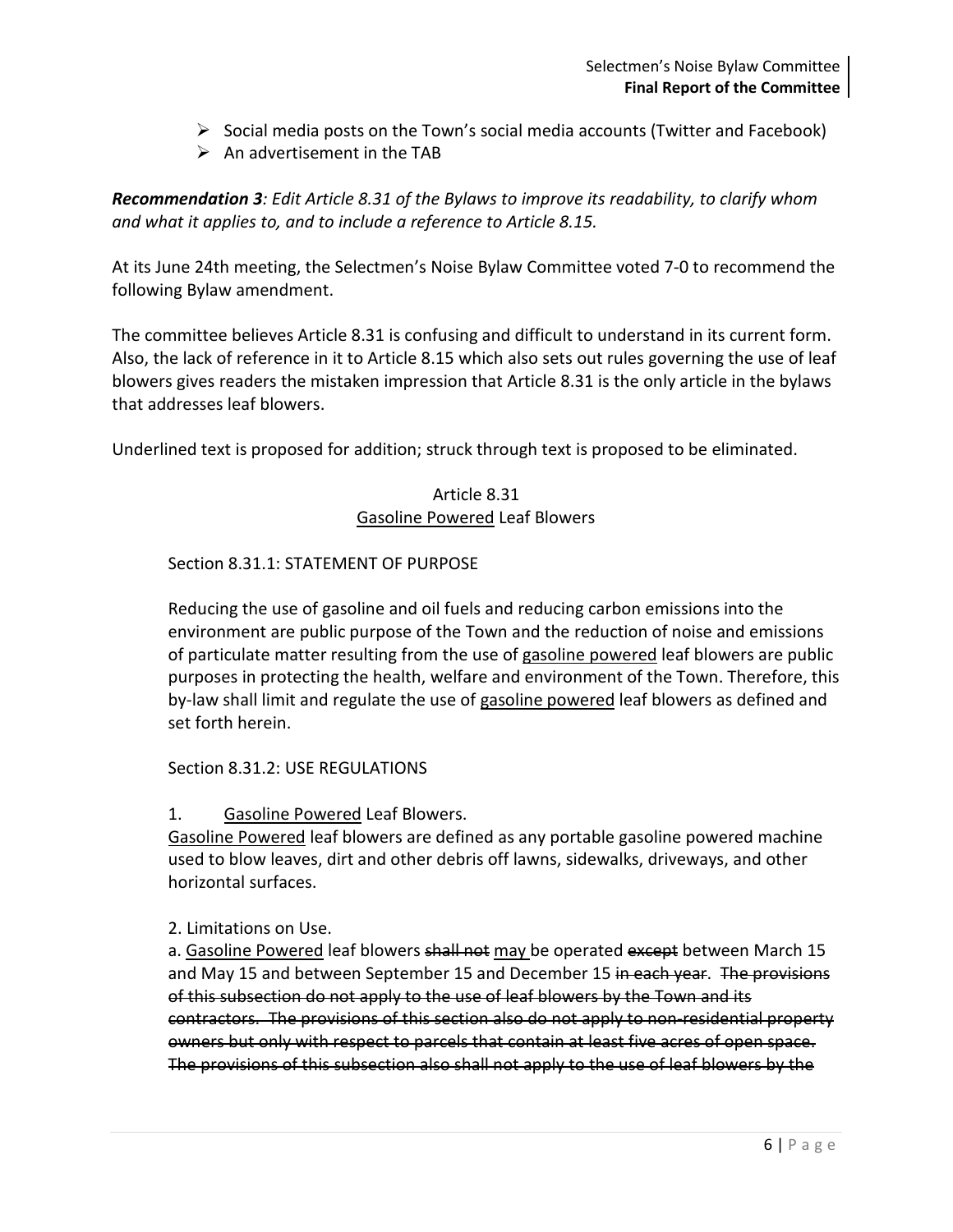- Social media posts on the Town's social media accounts (Twitter and Facebook)
- An advertisement in the TAB

***Recommendation 3**: Edit Article 8.31 of the Bylaws to improve its readability, to clarify whom and what it applies to, and to include a reference to Article 8.15.*

At its June 24th meeting, the Selectmen's Noise Bylaw Committee voted 7-0 to recommend the following Bylaw amendment.

The committee believes Article 8.31 is confusing and difficult to understand in its current form. Also, the lack of reference in it to Article 8.15 which also sets out rules governing the use of leaf blowers gives readers the mistaken impression that Article 8.31 is the only article in the bylaws that addresses leaf blowers.

Underlined text is proposed for addition; struck through text is proposed to be eliminated.

Article 8.31
<u>Gasoline Powered</u> Leaf Blowers

Section 8.31.1: STATEMENT OF PURPOSE

Reducing the use of gasoline and oil fuels and reducing carbon emissions into the environment are public purpose of the Town and the reduction of noise and emissions of particulate matter resulting from the use of <u>gasoline powered</u> leaf blowers are public purposes in protecting the health, welfare and environment of the Town. Therefore, this by-law shall limit and regulate the use of <u>gasoline powered</u> leaf blowers as defined and set forth herein.

Section 8.31.2: USE REGULATIONS

1. <u>Gasoline Powered</u> Leaf Blowers.

<u>Gasoline Powered</u> leaf blowers are defined as any portable gasoline powered machine used to blow leaves, dirt and other debris off lawns, sidewalks, driveways, and other horizontal surfaces.

2. Limitations on Use.

a. <u>Gasoline Powered</u> leaf blowers ~~shall not~~ <u>may</u> be operated ~~except~~ between March 15 and May 15 and between September 15 and December 15 ~~in each year~~. ~~The provisions of this subsection do not apply to the use of leaf blowers by the Town and its contractors. The provisions of this section also do not apply to non-residential property owners but only with respect to parcels that contain at least five acres of open space. The provisions of this subsection also shall not apply to the use of leaf blowers by the~~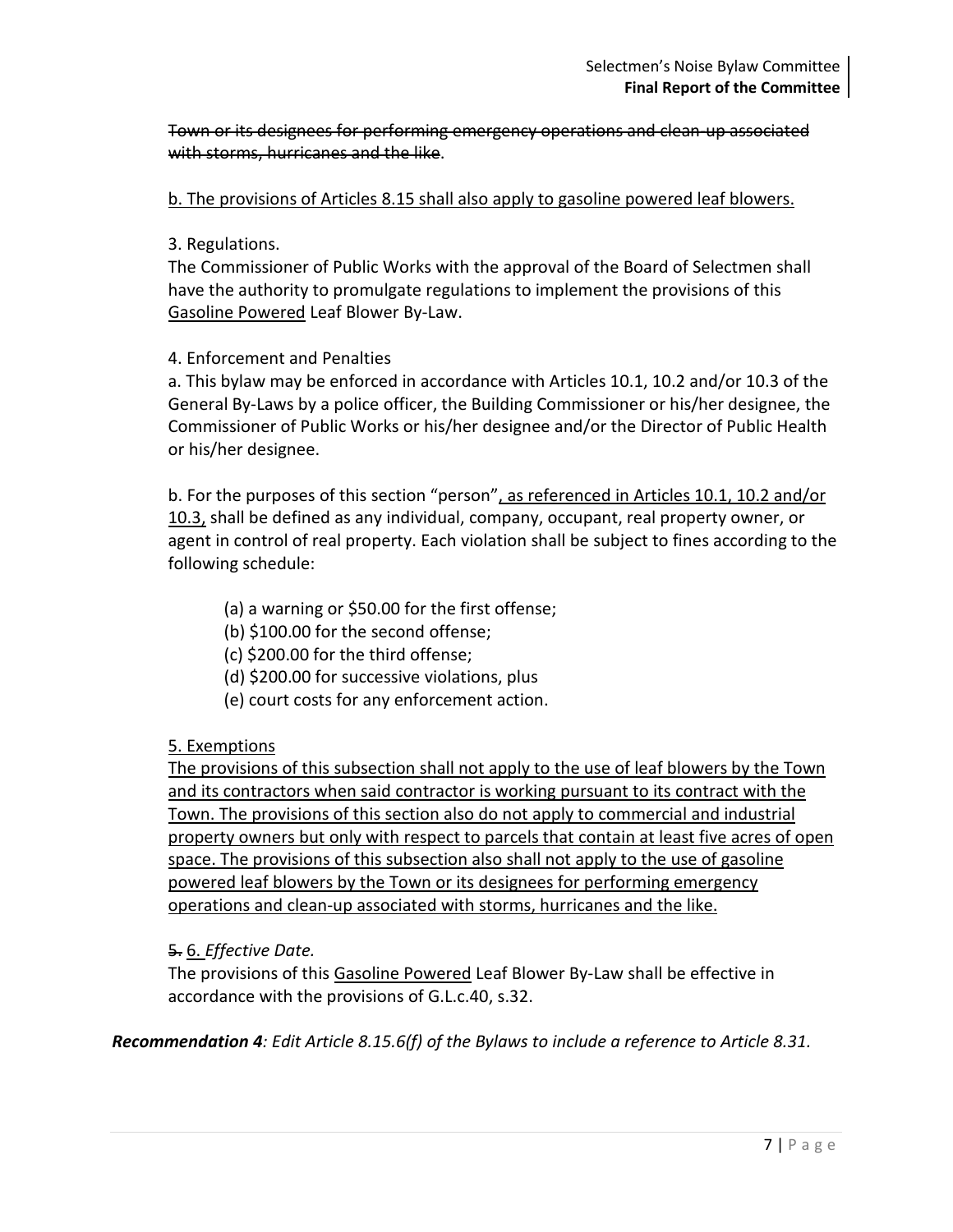~~Town or its designees for performing emergency operations and clean-up associated with storms, hurricanes and the like~~.

<u>b. The provisions of Articles 8.15 shall also apply to gasoline powered leaf blowers.</u>

3. Regulations.
The Commissioner of Public Works with the approval of the Board of Selectmen shall have the authority to promulgate regulations to implement the provisions of this <u>Gasoline Powered</u> Leaf Blower By-Law.

4. Enforcement and Penalties
a. This bylaw may be enforced in accordance with Articles 10.1, 10.2 and/or 10.3 of the General By-Laws by a police officer, the Building Commissioner or his/her designee, the Commissioner of Public Works or his/her designee and/or the Director of Public Health or his/her designee.

b. For the purposes of this section "person"<u>, as referenced in Articles 10.1, 10.2 and/or 10.3,</u> shall be defined as any individual, company, occupant, real property owner, or agent in control of real property. Each violation shall be subject to fines according to the following schedule:

- (a) a warning or $50.00 for the first offense;
- (b) $100.00 for the second offense;
- (c) $200.00 for the third offense;
- (d) $200.00 for successive violations, plus
- (e) court costs for any enforcement action.

<u>5. Exemptions</u>
<u>The provisions of this subsection shall not apply to the use of leaf blowers by the Town and its contractors when said contractor is working pursuant to its contract with the Town. The provisions of this section also do not apply to commercial and industrial property owners but only with respect to parcels that contain at least five acres of open space. The provisions of this subsection also shall not apply to the use of gasoline powered leaf blowers by the Town or its designees for performing emergency operations and clean-up associated with storms, hurricanes and the like.</u>

~~5.~~ <u>6.</u> *Effective Date.*
The provisions of this <u>Gasoline Powered</u> Leaf Blower By-Law shall be effective in accordance with the provisions of G.L.c.40, s.32.

***Recommendation 4****: Edit Article 8.15.6(f) of the Bylaws to include a reference to Article 8.31.*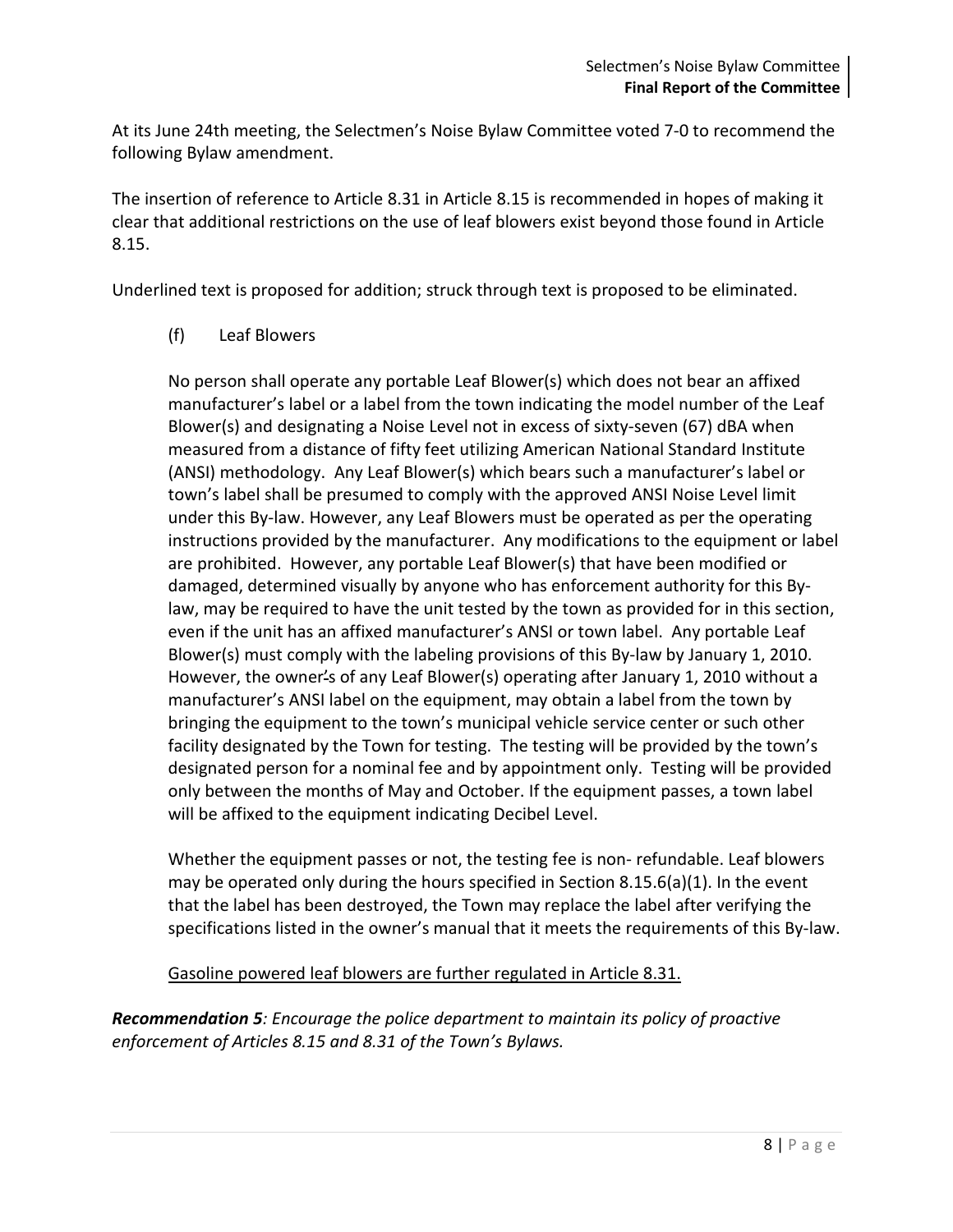At its June 24th meeting, the Selectmen's Noise Bylaw Committee voted 7-0 to recommend the following Bylaw amendment.

The insertion of reference to Article 8.31 in Article 8.15 is recommended in hopes of making it clear that additional restrictions on the use of leaf blowers exist beyond those found in Article 8.15.

Underlined text is proposed for addition; struck through text is proposed to be eliminated.

(f) Leaf Blowers

No person shall operate any portable Leaf Blower(s) which does not bear an affixed manufacturer's label or a label from the town indicating the model number of the Leaf Blower(s) and designating a Noise Level not in excess of sixty-seven (67) dBA when measured from a distance of fifty feet utilizing American National Standard Institute (ANSI) methodology. Any Leaf Blower(s) which bears such a manufacturer's label or town's label shall be presumed to comply with the approved ANSI Noise Level limit under this By-law. However, any Leaf Blowers must be operated as per the operating instructions provided by the manufacturer. Any modifications to the equipment or label are prohibited. However, any portable Leaf Blower(s) that have been modified or damaged, determined visually by anyone who has enforcement authority for this By-law, may be required to have the unit tested by the town as provided for in this section, even if the unit has an affixed manufacturer's ANSI or town label. Any portable Leaf Blower(s) must comply with the labeling provisions of this By-law by January 1, 2010. However, the owner's of any Leaf Blower(s) operating after January 1, 2010 without a manufacturer's ANSI label on the equipment, may obtain a label from the town by bringing the equipment to the town's municipal vehicle service center or such other facility designated by the Town for testing. The testing will be provided by the town's designated person for a nominal fee and by appointment only. Testing will be provided only between the months of May and October. If the equipment passes, a town label will be affixed to the equipment indicating Decibel Level.

Whether the equipment passes or not, the testing fee is non- refundable. Leaf blowers may be operated only during the hours specified in Section 8.15.6(a)(1). In the event that the label has been destroyed, the Town may replace the label after verifying the specifications listed in the owner's manual that it meets the requirements of this By-law.

<u>Gasoline powered leaf blowers are further regulated in Article 8.31.</u>

***Recommendation 5****: Encourage the police department to maintain its policy of proactive enforcement of Articles 8.15 and 8.31 of the Town's Bylaws.*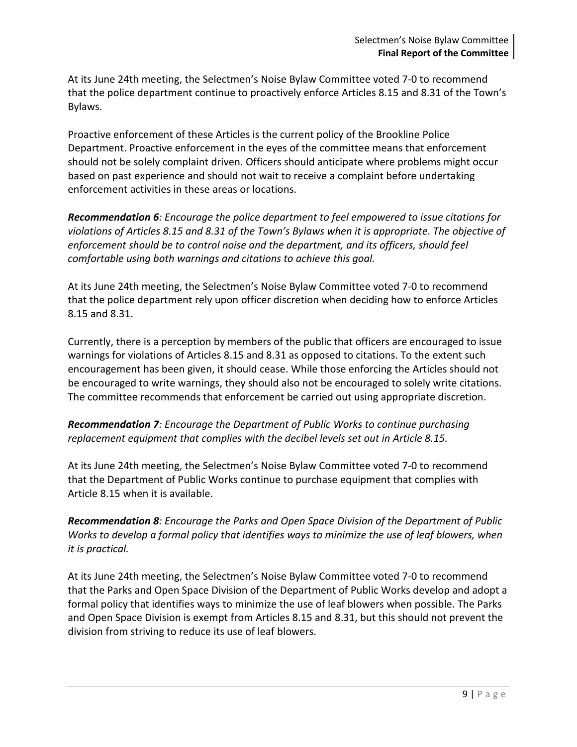At its June 24th meeting, the Selectmen's Noise Bylaw Committee voted 7-0 to recommend that the police department continue to proactively enforce Articles 8.15 and 8.31 of the Town's Bylaws.

Proactive enforcement of these Articles is the current policy of the Brookline Police Department. Proactive enforcement in the eyes of the committee means that enforcement should not be solely complaint driven. Officers should anticipate where problems might occur based on past experience and should not wait to receive a complaint before undertaking enforcement activities in these areas or locations.

***Recommendation 6****: Encourage the police department to feel empowered to issue citations for violations of Articles 8.15 and 8.31 of the Town's Bylaws when it is appropriate. The objective of enforcement should be to control noise and the department, and its officers, should feel comfortable using both warnings and citations to achieve this goal.*

At its June 24th meeting, the Selectmen's Noise Bylaw Committee voted 7-0 to recommend that the police department rely upon officer discretion when deciding how to enforce Articles 8.15 and 8.31.

Currently, there is a perception by members of the public that officers are encouraged to issue warnings for violations of Articles 8.15 and 8.31 as opposed to citations. To the extent such encouragement has been given, it should cease. While those enforcing the Articles should not be encouraged to write warnings, they should also not be encouraged to solely write citations. The committee recommends that enforcement be carried out using appropriate discretion.

***Recommendation 7****: Encourage the Department of Public Works to continue purchasing replacement equipment that complies with the decibel levels set out in Article 8.15.*

At its June 24th meeting, the Selectmen's Noise Bylaw Committee voted 7-0 to recommend that the Department of Public Works continue to purchase equipment that complies with Article 8.15 when it is available.

***Recommendation 8****: Encourage the Parks and Open Space Division of the Department of Public Works to develop a formal policy that identifies ways to minimize the use of leaf blowers, when it is practical.*

At its June 24th meeting, the Selectmen's Noise Bylaw Committee voted 7-0 to recommend that the Parks and Open Space Division of the Department of Public Works develop and adopt a formal policy that identifies ways to minimize the use of leaf blowers when possible. The Parks and Open Space Division is exempt from Articles 8.15 and 8.31, but this should not prevent the division from striving to reduce its use of leaf blowers.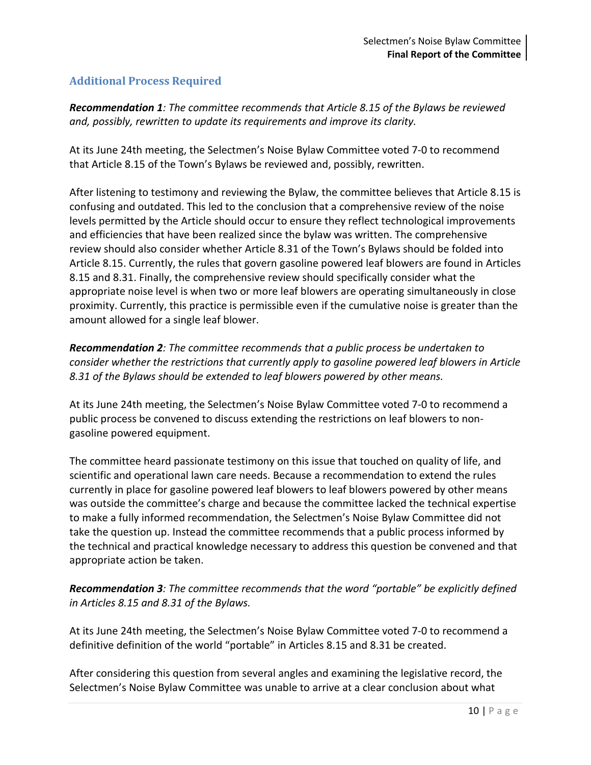## Additional Process Required

***Recommendation 1****: The committee recommends that Article 8.15 of the Bylaws be reviewed and, possibly, rewritten to update its requirements and improve its clarity.*

At its June 24th meeting, the Selectmen's Noise Bylaw Committee voted 7-0 to recommend that Article 8.15 of the Town's Bylaws be reviewed and, possibly, rewritten.

After listening to testimony and reviewing the Bylaw, the committee believes that Article 8.15 is confusing and outdated. This led to the conclusion that a comprehensive review of the noise levels permitted by the Article should occur to ensure they reflect technological improvements and efficiencies that have been realized since the bylaw was written. The comprehensive review should also consider whether Article 8.31 of the Town's Bylaws should be folded into Article 8.15. Currently, the rules that govern gasoline powered leaf blowers are found in Articles 8.15 and 8.31. Finally, the comprehensive review should specifically consider what the appropriate noise level is when two or more leaf blowers are operating simultaneously in close proximity. Currently, this practice is permissible even if the cumulative noise is greater than the amount allowed for a single leaf blower.

***Recommendation 2****: The committee recommends that a public process be undertaken to consider whether the restrictions that currently apply to gasoline powered leaf blowers in Article 8.31 of the Bylaws should be extended to leaf blowers powered by other means.*

At its June 24th meeting, the Selectmen's Noise Bylaw Committee voted 7-0 to recommend a public process be convened to discuss extending the restrictions on leaf blowers to non-gasoline powered equipment.

The committee heard passionate testimony on this issue that touched on quality of life, and scientific and operational lawn care needs. Because a recommendation to extend the rules currently in place for gasoline powered leaf blowers to leaf blowers powered by other means was outside the committee's charge and because the committee lacked the technical expertise to make a fully informed recommendation, the Selectmen's Noise Bylaw Committee did not take the question up. Instead the committee recommends that a public process informed by the technical and practical knowledge necessary to address this question be convened and that appropriate action be taken.

***Recommendation 3****: The committee recommends that the word "portable" be explicitly defined in Articles 8.15 and 8.31 of the Bylaws.*

At its June 24th meeting, the Selectmen's Noise Bylaw Committee voted 7-0 to recommend a definitive definition of the world "portable" in Articles 8.15 and 8.31 be created.

After considering this question from several angles and examining the legislative record, the Selectmen's Noise Bylaw Committee was unable to arrive at a clear conclusion about what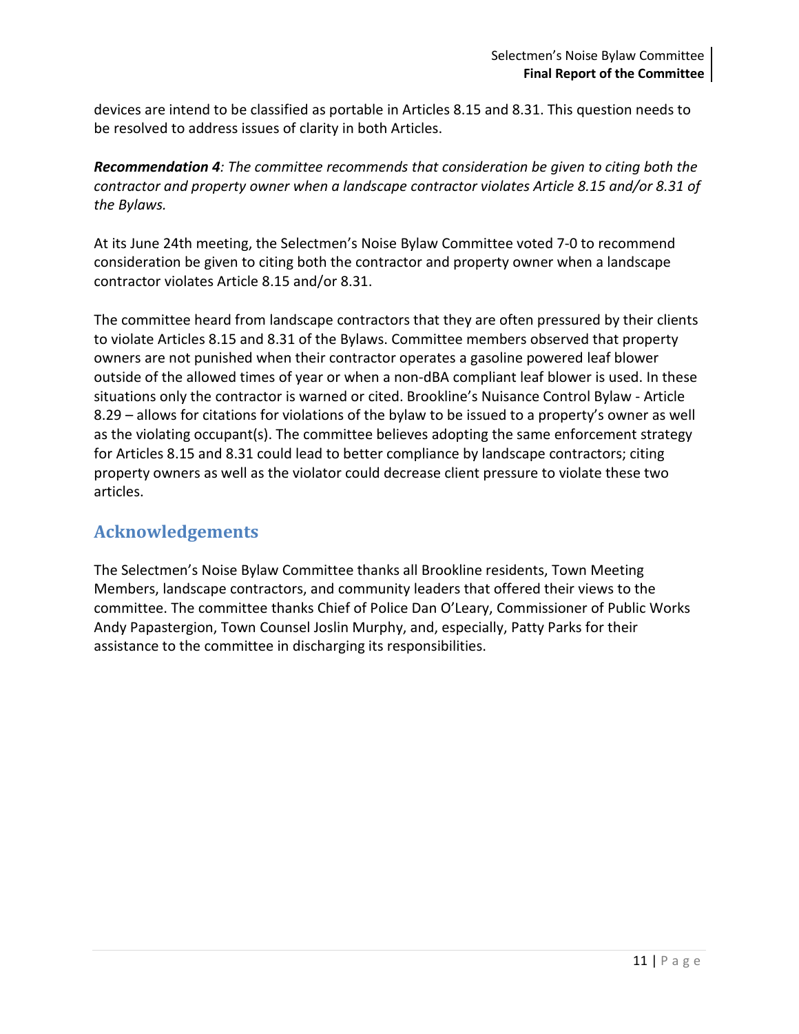devices are intend to be classified as portable in Articles 8.15 and 8.31. This question needs to be resolved to address issues of clarity in both Articles.

***Recommendation 4**: The committee recommends that consideration be given to citing both the contractor and property owner when a landscape contractor violates Article 8.15 and/or 8.31 of the Bylaws.*

At its June 24th meeting, the Selectmen's Noise Bylaw Committee voted 7-0 to recommend consideration be given to citing both the contractor and property owner when a landscape contractor violates Article 8.15 and/or 8.31.

The committee heard from landscape contractors that they are often pressured by their clients to violate Articles 8.15 and 8.31 of the Bylaws. Committee members observed that property owners are not punished when their contractor operates a gasoline powered leaf blower outside of the allowed times of year or when a non-dBA compliant leaf blower is used. In these situations only the contractor is warned or cited. Brookline's Nuisance Control Bylaw - Article 8.29 – allows for citations for violations of the bylaw to be issued to a property's owner as well as the violating occupant(s). The committee believes adopting the same enforcement strategy for Articles 8.15 and 8.31 could lead to better compliance by landscape contractors; citing property owners as well as the violator could decrease client pressure to violate these two articles.

## Acknowledgements

The Selectmen's Noise Bylaw Committee thanks all Brookline residents, Town Meeting Members, landscape contractors, and community leaders that offered their views to the committee. The committee thanks Chief of Police Dan O'Leary, Commissioner of Public Works Andy Papastergion, Town Counsel Joslin Murphy, and, especially, Patty Parks for their assistance to the committee in discharging its responsibilities.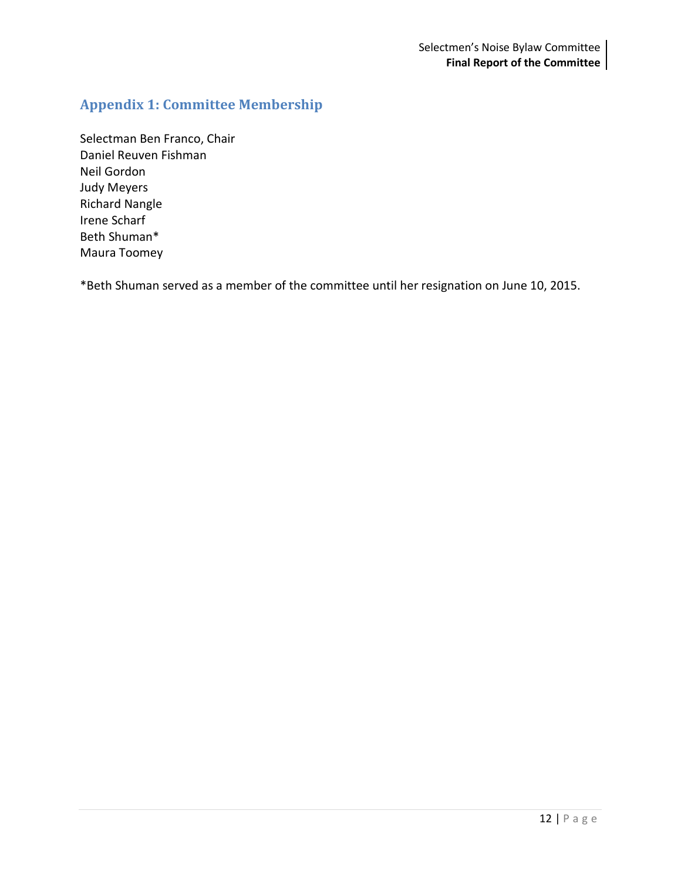## Appendix 1: Committee Membership

Selectman Ben Franco, Chair
Daniel Reuven Fishman
Neil Gordon
Judy Meyers
Richard Nangle
Irene Scharf
Beth Shuman*
Maura Toomey

*Beth Shuman served as a member of the committee until her resignation on June 10, 2015.